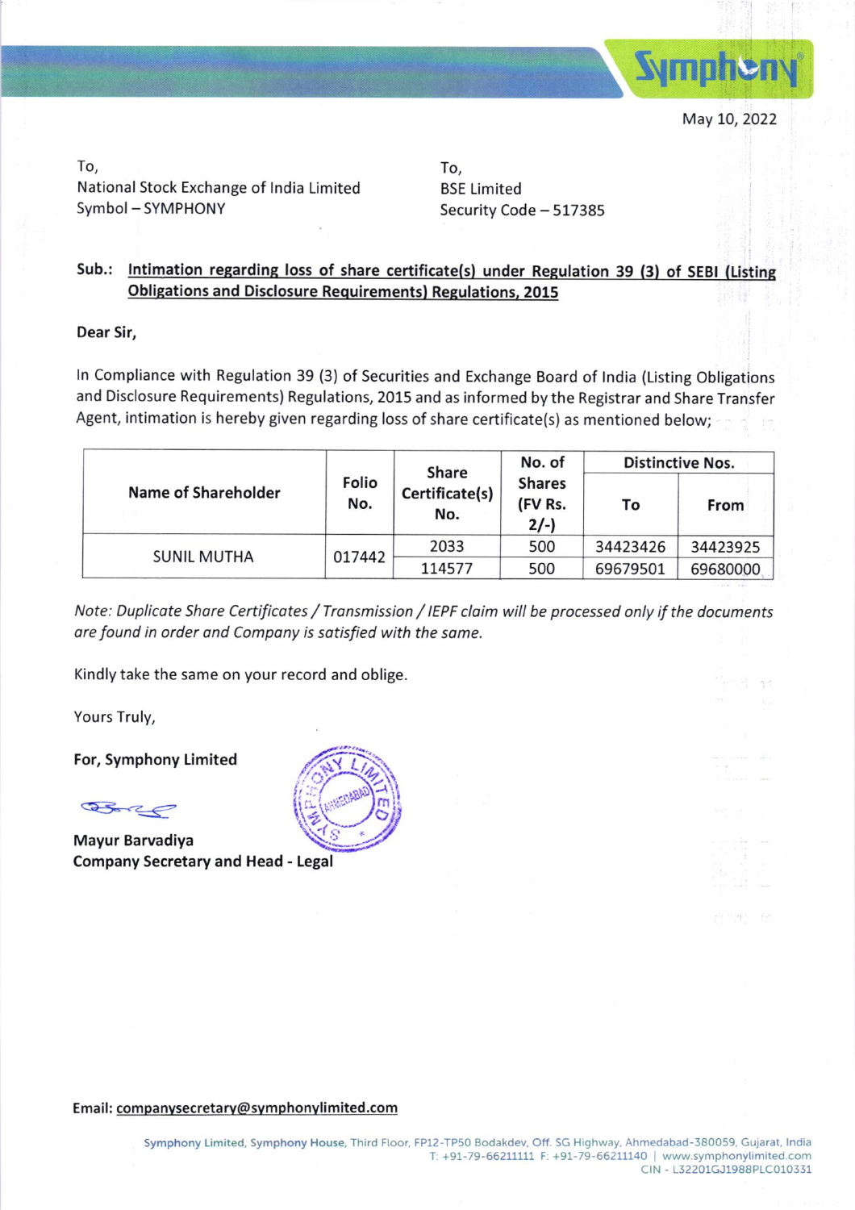May 10, 2022

To,
National Stock Exchange of India Limited
Symbol – SYMPHONY

To,
BSE Limited
Security Code – 517385

**Sub.: Intimation regarding loss of share certificate(s) under Regulation 39 (3) of SEBI (Listing Obligations and Disclosure Requirements) Regulations, 2015**

**Dear Sir,**

In Compliance with Regulation 39 (3) of Securities and Exchange Board of India (Listing Obligations and Disclosure Requirements) Regulations, 2015 and as informed by the Registrar and Share Transfer Agent, intimation is hereby given regarding loss of share certificate(s) as mentioned below;

| Name of Shareholder | Folio No. | Share Certificate(s) No. | No. of Shares (FV Rs. 2/-) | Distinctive Nos. | |
|---|---|---|---|---|---|
| | | | | To | From |
| SUNIL MUTHA | 017442 | 2033 | 500 | 34423426 | 34423925 |
| | | 114577 | 500 | 69679501 | 69680000 |

*Note: Duplicate Share Certificates / Transmission / IEPF claim will be processed only if the documents are found in order and Company is satisfied with the same.*

Kindly take the same on your record and oblige.

Yours Truly,

**For, Symphony Limited**

**Mayur Barvadiya**
**Company Secretary and Head - Legal**

Email: companysecretary@symphonylimited.com

Symphony Limited, Symphony House, Third Floor, FP12-TP50 Bodakdev, Off. SG Highway, Ahmedabad-380059, Gujarat, India
T: +91-79-66211111 F: +91-79-66211140 | www.symphonylimited.com
CIN - L32201GJ1988PLC010331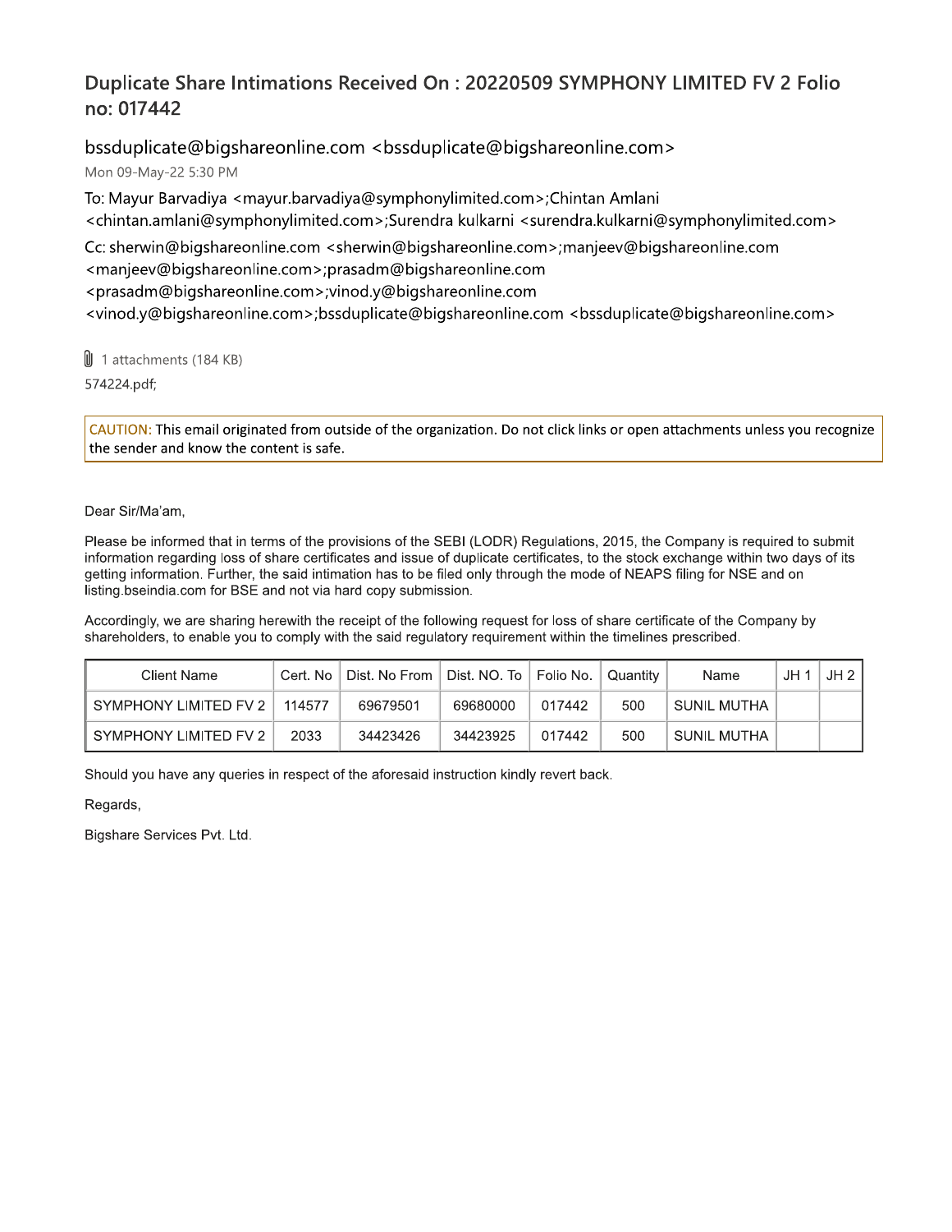# Duplicate Share Intimations Received On : 20220509 SYMPHONY LIMITED FV 2 Folio no: 017442

bssduplicate@bigshareonline.com <bssduplicate@bigshareonline.com>

Mon 09-May-22 5:30 PM

To: Mayur Barvadiya <mayur.barvadiya@symphonylimited.com>;Chintan Amlani <chintan.amlani@symphonylimited.com>;Surendra kulkarni <surendra.kulkarni@symphonylimited.com>

Cc: sherwin@bigshareonline.com <sherwin@bigshareonline.com>;manjeev@bigshareonline.com <manjeev@bigshareonline.com>;prasadm@bigshareonline.com <prasadm@bigshareonline.com>;vinod.y@bigshareonline.com <vinod.y@bigshareonline.com>;bssduplicate@bigshareonline.com <bssduplicate@bigshareonline.com>

1 attachments (184 KB)

574224.pdf;

CAUTION: This email originated from outside of the organization. Do not click links or open attachments unless you recognize the sender and know the content is safe.

Dear Sir/Ma'am,

Please be informed that in terms of the provisions of the SEBI (LODR) Regulations, 2015, the Company is required to submit information regarding loss of share certificates and issue of duplicate certificates, to the stock exchange within two days of its getting information. Further, the said intimation has to be filed only through the mode of NEAPS filing for NSE and on listing.bseindia.com for BSE and not via hard copy submission.

Accordingly, we are sharing herewith the receipt of the following request for loss of share certificate of the Company by shareholders, to enable you to comply with the said regulatory requirement within the timelines prescribed.

| Client Name | Cert. No | Dist. No From | Dist. NO. To | Folio No. | Quantity | Name | JH 1 | JH 2 |
|---|---|---|---|---|---|---|---|---|
| SYMPHONY LIMITED FV 2 | 114577 | 69679501 | 69680000 | 017442 | 500 | SUNIL MUTHA | | |
| SYMPHONY LIMITED FV 2 | 2033 | 34423426 | 34423925 | 017442 | 500 | SUNIL MUTHA | | |

Should you have any queries in respect of the aforesaid instruction kindly revert back.

Regards,

Bigshare Services Pvt. Ltd.